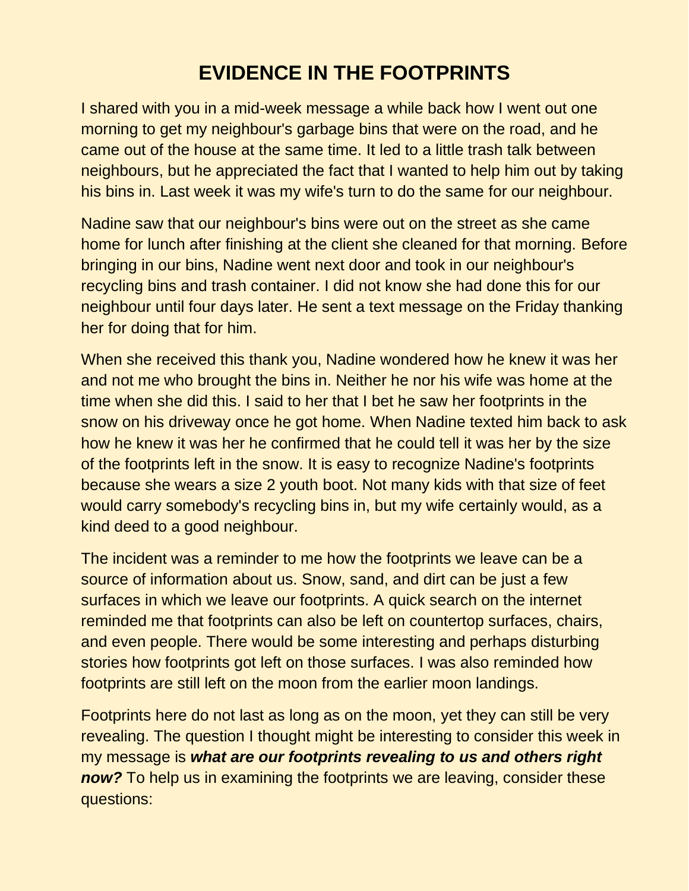# EVIDENCE IN THE FOOTPRINTS

I shared with you in a mid-week message a while back how I went out one morning to get my neighbour's garbage bins that were on the road, and he came out of the house at the same time. It led to a little trash talk between neighbours, but he appreciated the fact that I wanted to help him out by taking his bins in. Last week it was my wife's turn to do the same for our neighbour.

Nadine saw that our neighbour's bins were out on the street as she came home for lunch after finishing at the client she cleaned for that morning. Before bringing in our bins, Nadine went next door and took in our neighbour's recycling bins and trash container. I did not know she had done this for our neighbour until four days later. He sent a text message on the Friday thanking her for doing that for him.

When she received this thank you, Nadine wondered how he knew it was her and not me who brought the bins in. Neither he nor his wife was home at the time when she did this. I said to her that I bet he saw her footprints in the snow on his driveway once he got home. When Nadine texted him back to ask how he knew it was her he confirmed that he could tell it was her by the size of the footprints left in the snow. It is easy to recognize Nadine's footprints because she wears a size 2 youth boot. Not many kids with that size of feet would carry somebody's recycling bins in, but my wife certainly would, as a kind deed to a good neighbour.

The incident was a reminder to me how the footprints we leave can be a source of information about us. Snow, sand, and dirt can be just a few surfaces in which we leave our footprints. A quick search on the internet reminded me that footprints can also be left on countertop surfaces, chairs, and even people. There would be some interesting and perhaps disturbing stories how footprints got left on those surfaces. I was also reminded how footprints are still left on the moon from the earlier moon landings.

Footprints here do not last as long as on the moon, yet they can still be very revealing. The question I thought might be interesting to consider this week in my message is ***what are our footprints revealing to us and others right now?*** To help us in examining the footprints we are leaving, consider these questions: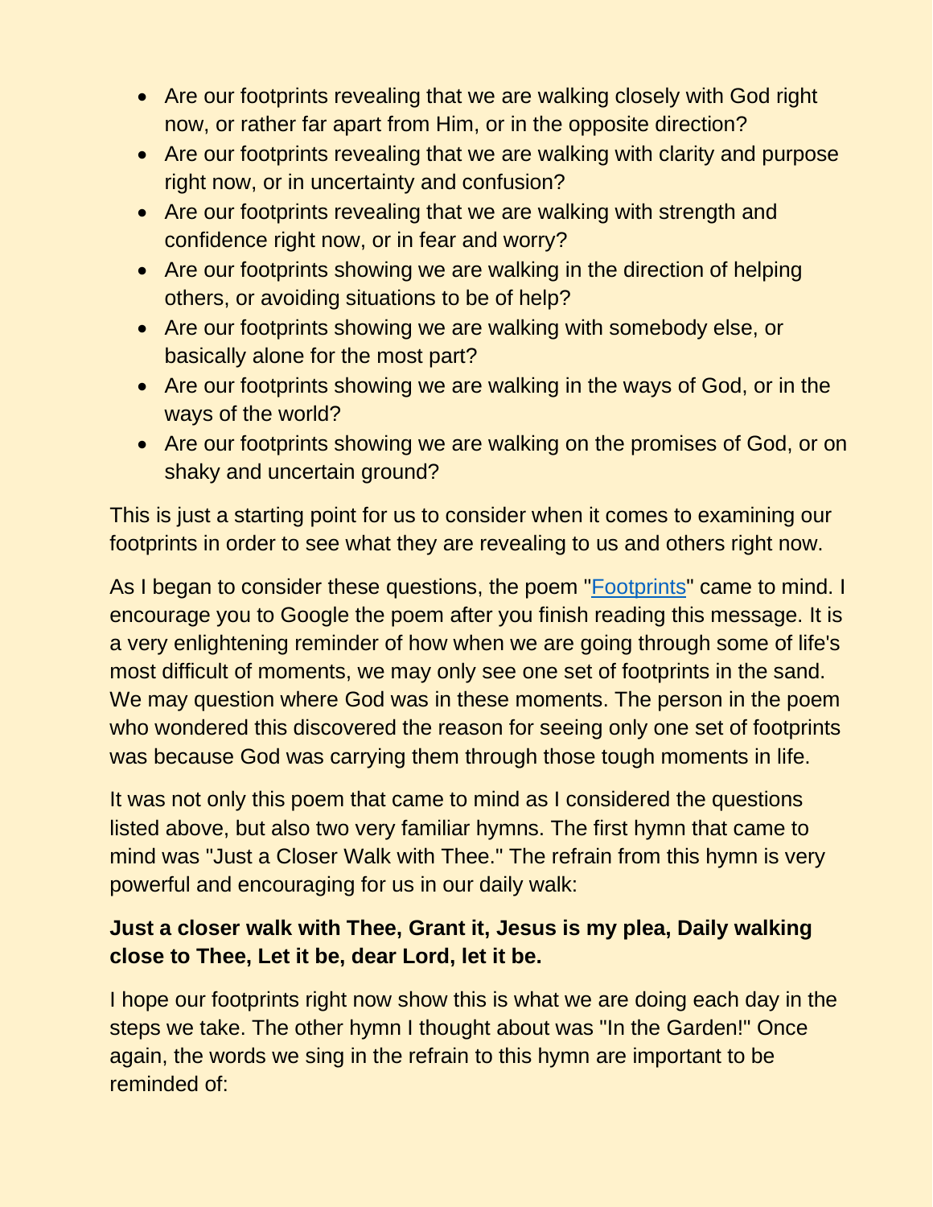- Are our footprints revealing that we are walking closely with God right now, or rather far apart from Him, or in the opposite direction?
- Are our footprints revealing that we are walking with clarity and purpose right now, or in uncertainty and confusion?
- Are our footprints revealing that we are walking with strength and confidence right now, or in fear and worry?
- Are our footprints showing we are walking in the direction of helping others, or avoiding situations to be of help?
- Are our footprints showing we are walking with somebody else, or basically alone for the most part?
- Are our footprints showing we are walking in the ways of God, or in the ways of the world?
- Are our footprints showing we are walking on the promises of God, or on shaky and uncertain ground?

This is just a starting point for us to consider when it comes to examining our footprints in order to see what they are revealing to us and others right now.

As I began to consider these questions, the poem "Footprints" came to mind. I encourage you to Google the poem after you finish reading this message. It is a very enlightening reminder of how when we are going through some of life's most difficult of moments, we may only see one set of footprints in the sand. We may question where God was in these moments. The person in the poem who wondered this discovered the reason for seeing only one set of footprints was because God was carrying them through those tough moments in life.

It was not only this poem that came to mind as I considered the questions listed above, but also two very familiar hymns. The first hymn that came to mind was "Just a Closer Walk with Thee." The refrain from this hymn is very powerful and encouraging for us in our daily walk:

**Just a closer walk with Thee, Grant it, Jesus is my plea, Daily walking close to Thee, Let it be, dear Lord, let it be.**

I hope our footprints right now show this is what we are doing each day in the steps we take. The other hymn I thought about was "In the Garden!" Once again, the words we sing in the refrain to this hymn are important to be reminded of: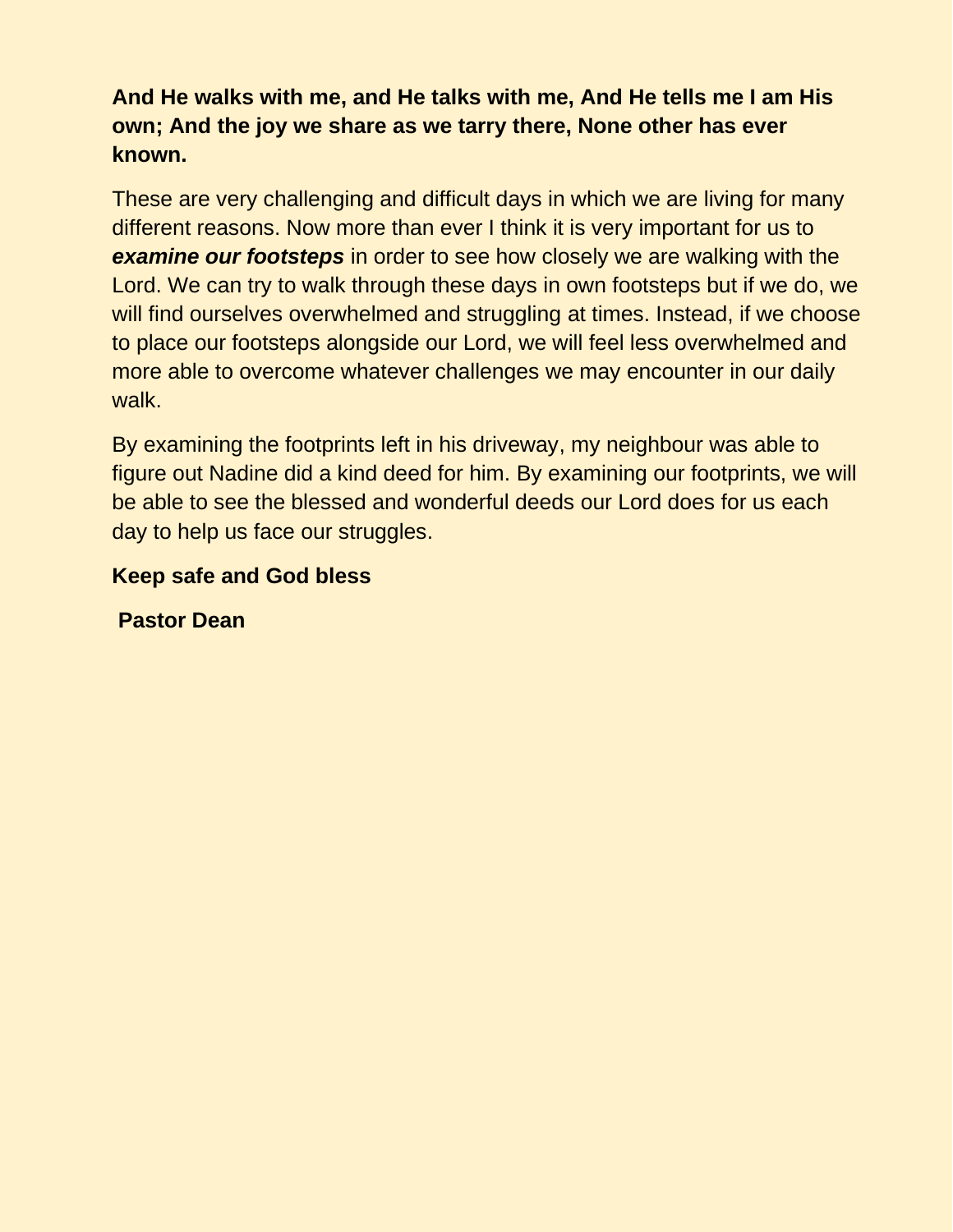**And He walks with me, and He talks with me, And He tells me I am His own; And the joy we share as we tarry there, None other has ever known.**

These are very challenging and difficult days in which we are living for many different reasons. Now more than ever I think it is very important for us to ***examine our footsteps*** in order to see how closely we are walking with the Lord. We can try to walk through these days in own footsteps but if we do, we will find ourselves overwhelmed and struggling at times. Instead, if we choose to place our footsteps alongside our Lord, we will feel less overwhelmed and more able to overcome whatever challenges we may encounter in our daily walk.

By examining the footprints left in his driveway, my neighbour was able to figure out Nadine did a kind deed for him. By examining our footprints, we will be able to see the blessed and wonderful deeds our Lord does for us each day to help us face our struggles.

**Keep safe and God bless**

**Pastor Dean**